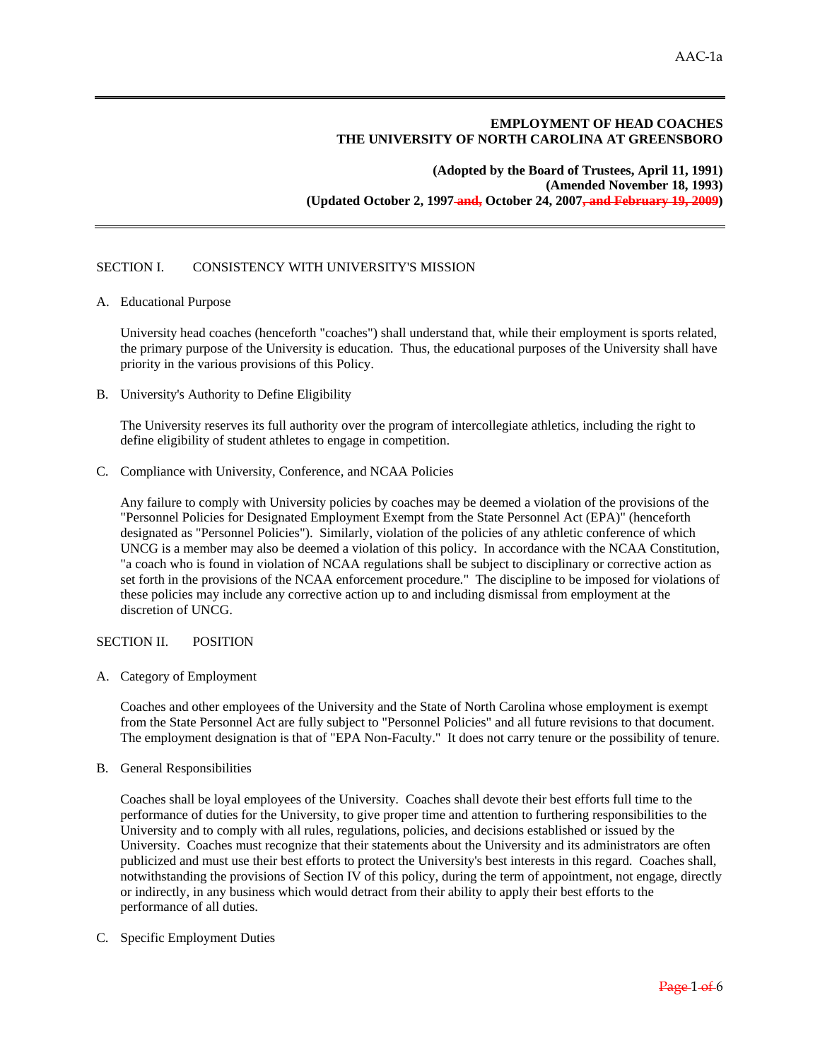# EMPLOYMENT OF HEAD COACHES
# THE UNIVERSITY OF NORTH CAROLINA AT GREENSBORO

**(Adopted by the Board of Trustees, April 11, 1991)**
**(Amended November 18, 1993)**
**(Updated October 2, 1997 ~~and,~~ October 24, 2007~~, and February 19, 2009~~)**

## SECTION I. CONSISTENCY WITH UNIVERSITY'S MISSION

A. Educational Purpose

University head coaches (henceforth "coaches") shall understand that, while their employment is sports related, the primary purpose of the University is education. Thus, the educational purposes of the University shall have priority in the various provisions of this Policy.

B. University's Authority to Define Eligibility

The University reserves its full authority over the program of intercollegiate athletics, including the right to define eligibility of student athletes to engage in competition.

C. Compliance with University, Conference, and NCAA Policies

Any failure to comply with University policies by coaches may be deemed a violation of the provisions of the "Personnel Policies for Designated Employment Exempt from the State Personnel Act (EPA)" (henceforth designated as "Personnel Policies"). Similarly, violation of the policies of any athletic conference of which UNCG is a member may also be deemed a violation of this policy. In accordance with the NCAA Constitution, "a coach who is found in violation of NCAA regulations shall be subject to disciplinary or corrective action as set forth in the provisions of the NCAA enforcement procedure." The discipline to be imposed for violations of these policies may include any corrective action up to and including dismissal from employment at the discretion of UNCG.

## SECTION II. POSITION

A. Category of Employment

Coaches and other employees of the University and the State of North Carolina whose employment is exempt from the State Personnel Act are fully subject to "Personnel Policies" and all future revisions to that document. The employment designation is that of "EPA Non-Faculty." It does not carry tenure or the possibility of tenure.

B. General Responsibilities

Coaches shall be loyal employees of the University. Coaches shall devote their best efforts full time to the performance of duties for the University, to give proper time and attention to furthering responsibilities to the University and to comply with all rules, regulations, policies, and decisions established or issued by the University. Coaches must recognize that their statements about the University and its administrators are often publicized and must use their best efforts to protect the University's best interests in this regard. Coaches shall, notwithstanding the provisions of Section IV of this policy, during the term of appointment, not engage, directly or indirectly, in any business which would detract from their ability to apply their best efforts to the performance of all duties.

C. Specific Employment Duties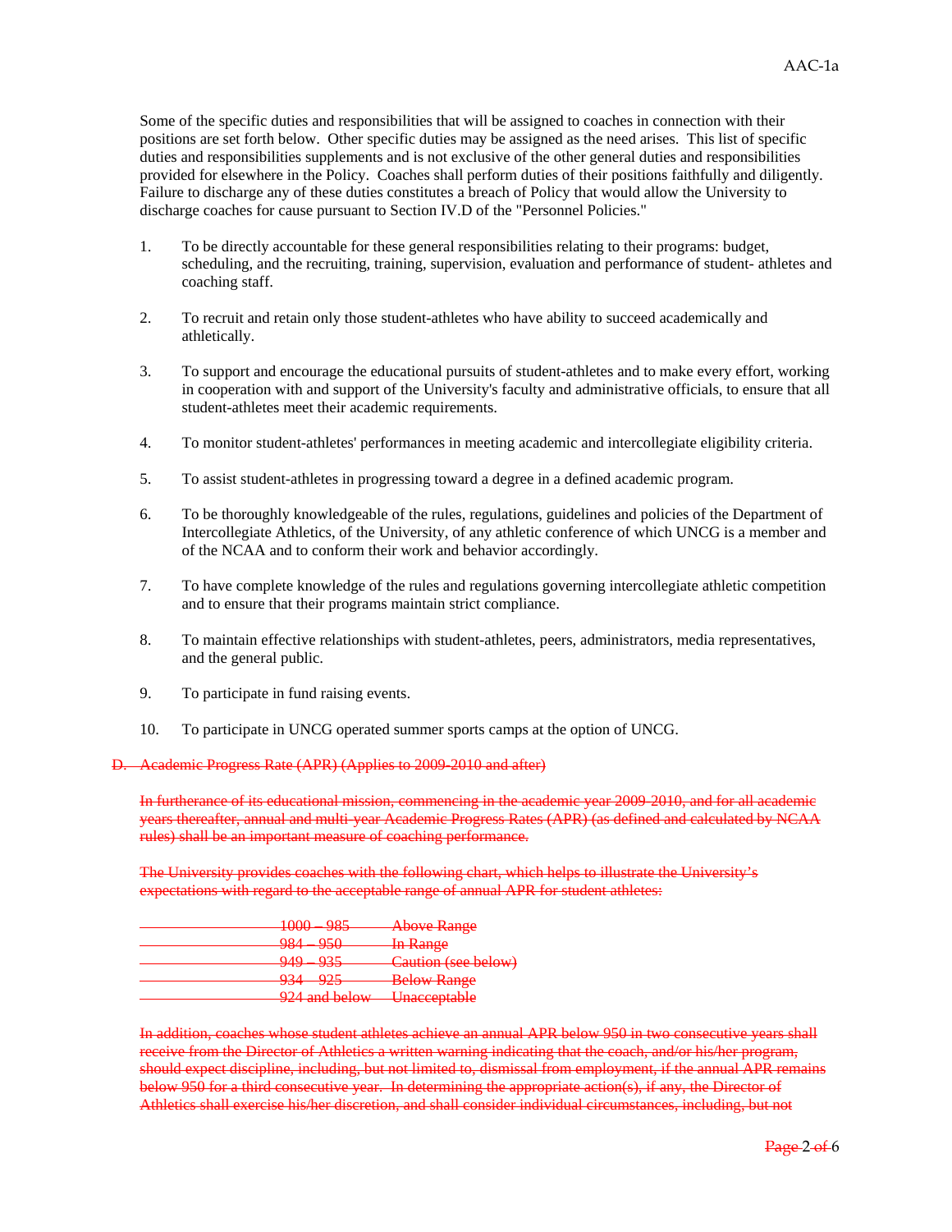Some of the specific duties and responsibilities that will be assigned to coaches in connection with their positions are set forth below. Other specific duties may be assigned as the need arises. This list of specific duties and responsibilities supplements and is not exclusive of the other general duties and responsibilities provided for elsewhere in the Policy. Coaches shall perform duties of their positions faithfully and diligently. Failure to discharge any of these duties constitutes a breach of Policy that would allow the University to discharge coaches for cause pursuant to Section IV.D of the "Personnel Policies."

1. To be directly accountable for these general responsibilities relating to their programs: budget, scheduling, and the recruiting, training, supervision, evaluation and performance of student- athletes and coaching staff.

2. To recruit and retain only those student-athletes who have ability to succeed academically and athletically.

3. To support and encourage the educational pursuits of student-athletes and to make every effort, working in cooperation with and support of the University's faculty and administrative officials, to ensure that all student-athletes meet their academic requirements.

4. To monitor student-athletes' performances in meeting academic and intercollegiate eligibility criteria.

5. To assist student-athletes in progressing toward a degree in a defined academic program.

6. To be thoroughly knowledgeable of the rules, regulations, guidelines and policies of the Department of Intercollegiate Athletics, of the University, of any athletic conference of which UNCG is a member and of the NCAA and to conform their work and behavior accordingly.

7. To have complete knowledge of the rules and regulations governing intercollegiate athletic competition and to ensure that their programs maintain strict compliance.

8. To maintain effective relationships with student-athletes, peers, administrators, media representatives, and the general public.

9. To participate in fund raising events.

10. To participate in UNCG operated summer sports camps at the option of UNCG.

~~D. Academic Progress Rate (APR) (Applies to 2009-2010 and after)~~

~~In furtherance of its educational mission, commencing in the academic year 2009-2010, and for all academic years thereafter, annual and multi-year Academic Progress Rates (APR) (as defined and calculated by NCAA rules) shall be an important measure of coaching performance.~~

~~The University provides coaches with the following chart, which helps to illustrate the University's expectations with regard to the acceptable range of annual APR for student athletes:~~

| | |
|---|---|
| ~~1000 – 985~~ | ~~Above Range~~ |
| ~~984 – 950~~ | ~~In Range~~ |
| ~~949 – 935~~ | ~~Caution (see below)~~ |
| ~~934 – 925~~ | ~~Below Range~~ |
| ~~924 and below~~ | ~~Unacceptable~~ |

~~In addition, coaches whose student athletes achieve an annual APR below 950 in two consecutive years shall receive from the Director of Athletics a written warning indicating that the coach, and/or his/her program, should expect discipline, including, but not limited to, dismissal from employment, if the annual APR remains below 950 for a third consecutive year. In determining the appropriate action(s), if any, the Director of Athletics shall exercise his/her discretion, and shall consider individual circumstances, including, but not~~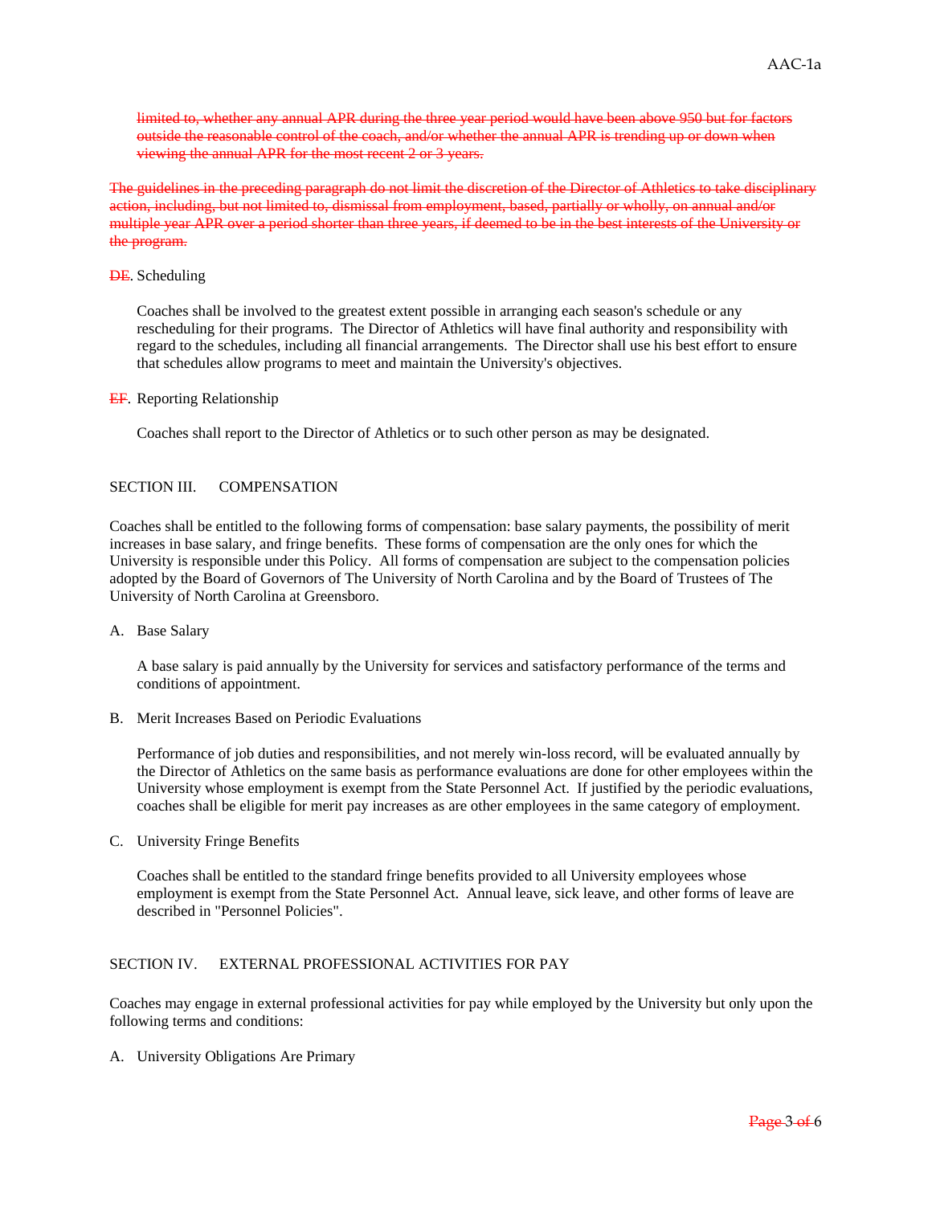~~limited to, whether any annual APR during the three year period would have been above 950 but for factors outside the reasonable control of the coach, and/or whether the annual APR is trending up or down when viewing the annual APR for the most recent 2 or 3 years.~~

~~The guidelines in the preceding paragraph do not limit the discretion of the Director of Athletics to take disciplinary action, including, but not limited to, dismissal from employment, based, partially or wholly, on annual and/or multiple year APR over a period shorter than three years, if deemed to be in the best interests of the University or the program.~~

~~D~~E. Scheduling

Coaches shall be involved to the greatest extent possible in arranging each season's schedule or any rescheduling for their programs. The Director of Athletics will have final authority and responsibility with regard to the schedules, including all financial arrangements. The Director shall use his best effort to ensure that schedules allow programs to meet and maintain the University's objectives.

~~E~~F. Reporting Relationship

Coaches shall report to the Director of Athletics or to such other person as may be designated.

## SECTION III. COMPENSATION

Coaches shall be entitled to the following forms of compensation: base salary payments, the possibility of merit increases in base salary, and fringe benefits. These forms of compensation are the only ones for which the University is responsible under this Policy. All forms of compensation are subject to the compensation policies adopted by the Board of Governors of The University of North Carolina and by the Board of Trustees of The University of North Carolina at Greensboro.

A. Base Salary

A base salary is paid annually by the University for services and satisfactory performance of the terms and conditions of appointment.

B. Merit Increases Based on Periodic Evaluations

Performance of job duties and responsibilities, and not merely win-loss record, will be evaluated annually by the Director of Athletics on the same basis as performance evaluations are done for other employees within the University whose employment is exempt from the State Personnel Act. If justified by the periodic evaluations, coaches shall be eligible for merit pay increases as are other employees in the same category of employment.

C. University Fringe Benefits

Coaches shall be entitled to the standard fringe benefits provided to all University employees whose employment is exempt from the State Personnel Act. Annual leave, sick leave, and other forms of leave are described in "Personnel Policies".

## SECTION IV. EXTERNAL PROFESSIONAL ACTIVITIES FOR PAY

Coaches may engage in external professional activities for pay while employed by the University but only upon the following terms and conditions:

A. University Obligations Are Primary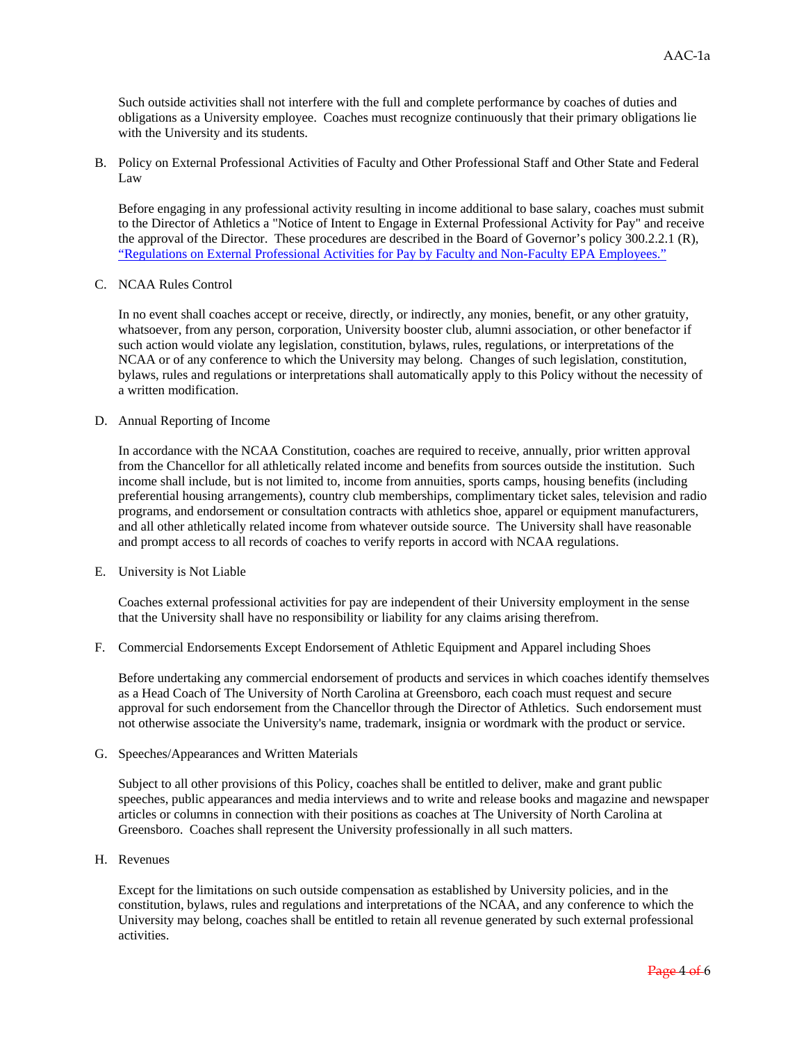Such outside activities shall not interfere with the full and complete performance by coaches of duties and obligations as a University employee. Coaches must recognize continuously that their primary obligations lie with the University and its students.

B. Policy on External Professional Activities of Faculty and Other Professional Staff and Other State and Federal Law

Before engaging in any professional activity resulting in income additional to base salary, coaches must submit to the Director of Athletics a "Notice of Intent to Engage in External Professional Activity for Pay" and receive the approval of the Director. These procedures are described in the Board of Governor's policy 300.2.2.1 (R), "Regulations on External Professional Activities for Pay by Faculty and Non-Faculty EPA Employees."

C. NCAA Rules Control

In no event shall coaches accept or receive, directly, or indirectly, any monies, benefit, or any other gratuity, whatsoever, from any person, corporation, University booster club, alumni association, or other benefactor if such action would violate any legislation, constitution, bylaws, rules, regulations, or interpretations of the NCAA or of any conference to which the University may belong. Changes of such legislation, constitution, bylaws, rules and regulations or interpretations shall automatically apply to this Policy without the necessity of a written modification.

D. Annual Reporting of Income

In accordance with the NCAA Constitution, coaches are required to receive, annually, prior written approval from the Chancellor for all athletically related income and benefits from sources outside the institution. Such income shall include, but is not limited to, income from annuities, sports camps, housing benefits (including preferential housing arrangements), country club memberships, complimentary ticket sales, television and radio programs, and endorsement or consultation contracts with athletics shoe, apparel or equipment manufacturers, and all other athletically related income from whatever outside source. The University shall have reasonable and prompt access to all records of coaches to verify reports in accord with NCAA regulations.

E. University is Not Liable

Coaches external professional activities for pay are independent of their University employment in the sense that the University shall have no responsibility or liability for any claims arising therefrom.

F. Commercial Endorsements Except Endorsement of Athletic Equipment and Apparel including Shoes

Before undertaking any commercial endorsement of products and services in which coaches identify themselves as a Head Coach of The University of North Carolina at Greensboro, each coach must request and secure approval for such endorsement from the Chancellor through the Director of Athletics. Such endorsement must not otherwise associate the University's name, trademark, insignia or wordmark with the product or service.

G. Speeches/Appearances and Written Materials

Subject to all other provisions of this Policy, coaches shall be entitled to deliver, make and grant public speeches, public appearances and media interviews and to write and release books and magazine and newspaper articles or columns in connection with their positions as coaches at The University of North Carolina at Greensboro. Coaches shall represent the University professionally in all such matters.

H. Revenues

Except for the limitations on such outside compensation as established by University policies, and in the constitution, bylaws, rules and regulations and interpretations of the NCAA, and any conference to which the University may belong, coaches shall be entitled to retain all revenue generated by such external professional activities.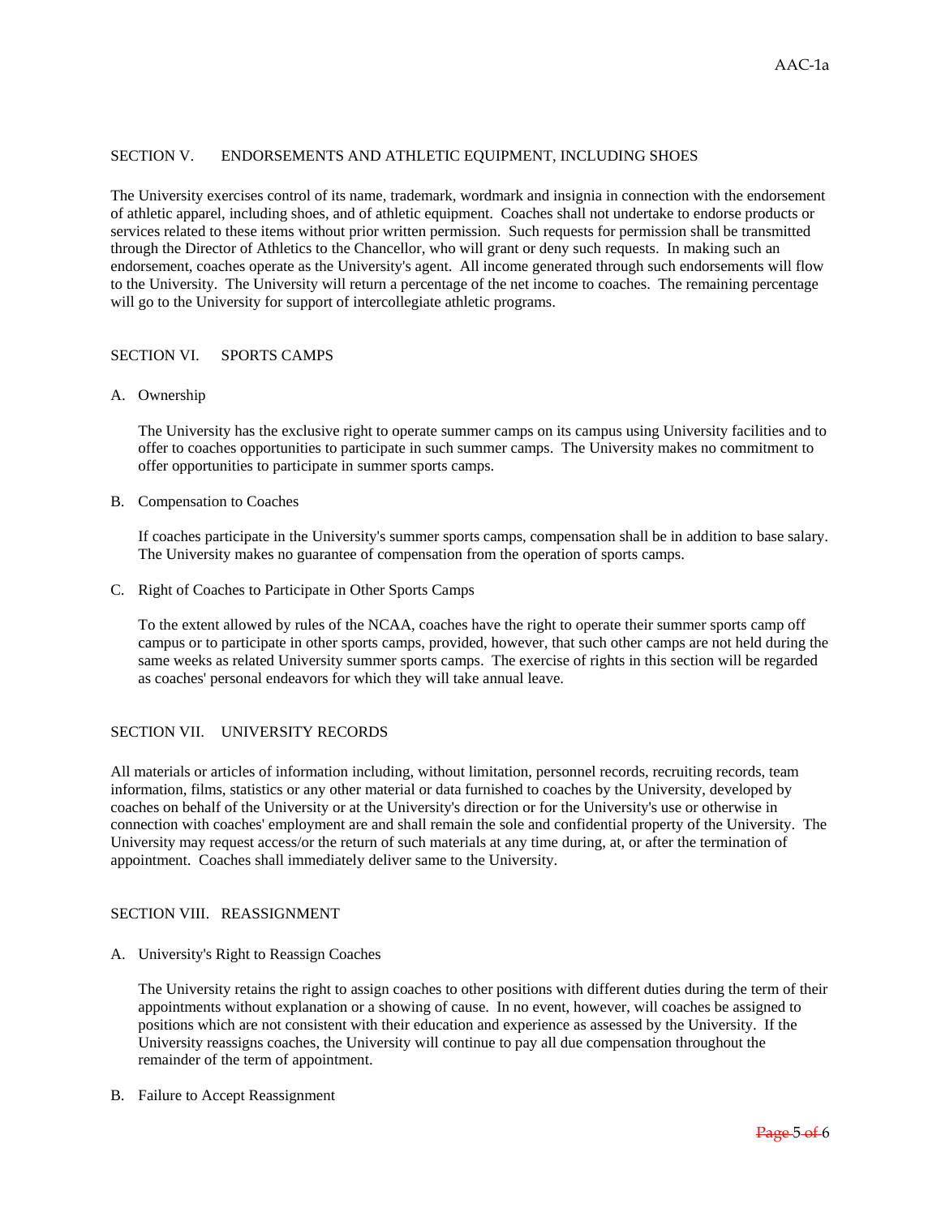## SECTION V. ENDORSEMENTS AND ATHLETIC EQUIPMENT, INCLUDING SHOES

The University exercises control of its name, trademark, wordmark and insignia in connection with the endorsement of athletic apparel, including shoes, and of athletic equipment. Coaches shall not undertake to endorse products or services related to these items without prior written permission. Such requests for permission shall be transmitted through the Director of Athletics to the Chancellor, who will grant or deny such requests. In making such an endorsement, coaches operate as the University's agent. All income generated through such endorsements will flow to the University. The University will return a percentage of the net income to coaches. The remaining percentage will go to the University for support of intercollegiate athletic programs.

## SECTION VI. SPORTS CAMPS

A. Ownership

The University has the exclusive right to operate summer camps on its campus using University facilities and to offer to coaches opportunities to participate in such summer camps. The University makes no commitment to offer opportunities to participate in summer sports camps.

B. Compensation to Coaches

If coaches participate in the University's summer sports camps, compensation shall be in addition to base salary. The University makes no guarantee of compensation from the operation of sports camps.

C. Right of Coaches to Participate in Other Sports Camps

To the extent allowed by rules of the NCAA, coaches have the right to operate their summer sports camp off campus or to participate in other sports camps, provided, however, that such other camps are not held during the same weeks as related University summer sports camps. The exercise of rights in this section will be regarded as coaches' personal endeavors for which they will take annual leave.

## SECTION VII. UNIVERSITY RECORDS

All materials or articles of information including, without limitation, personnel records, recruiting records, team information, films, statistics or any other material or data furnished to coaches by the University, developed by coaches on behalf of the University or at the University's direction or for the University's use or otherwise in connection with coaches' employment are and shall remain the sole and confidential property of the University. The University may request access/or the return of such materials at any time during, at, or after the termination of appointment. Coaches shall immediately deliver same to the University.

## SECTION VIII. REASSIGNMENT

A. University's Right to Reassign Coaches

The University retains the right to assign coaches to other positions with different duties during the term of their appointments without explanation or a showing of cause. In no event, however, will coaches be assigned to positions which are not consistent with their education and experience as assessed by the University. If the University reassigns coaches, the University will continue to pay all due compensation throughout the remainder of the term of appointment.

B. Failure to Accept Reassignment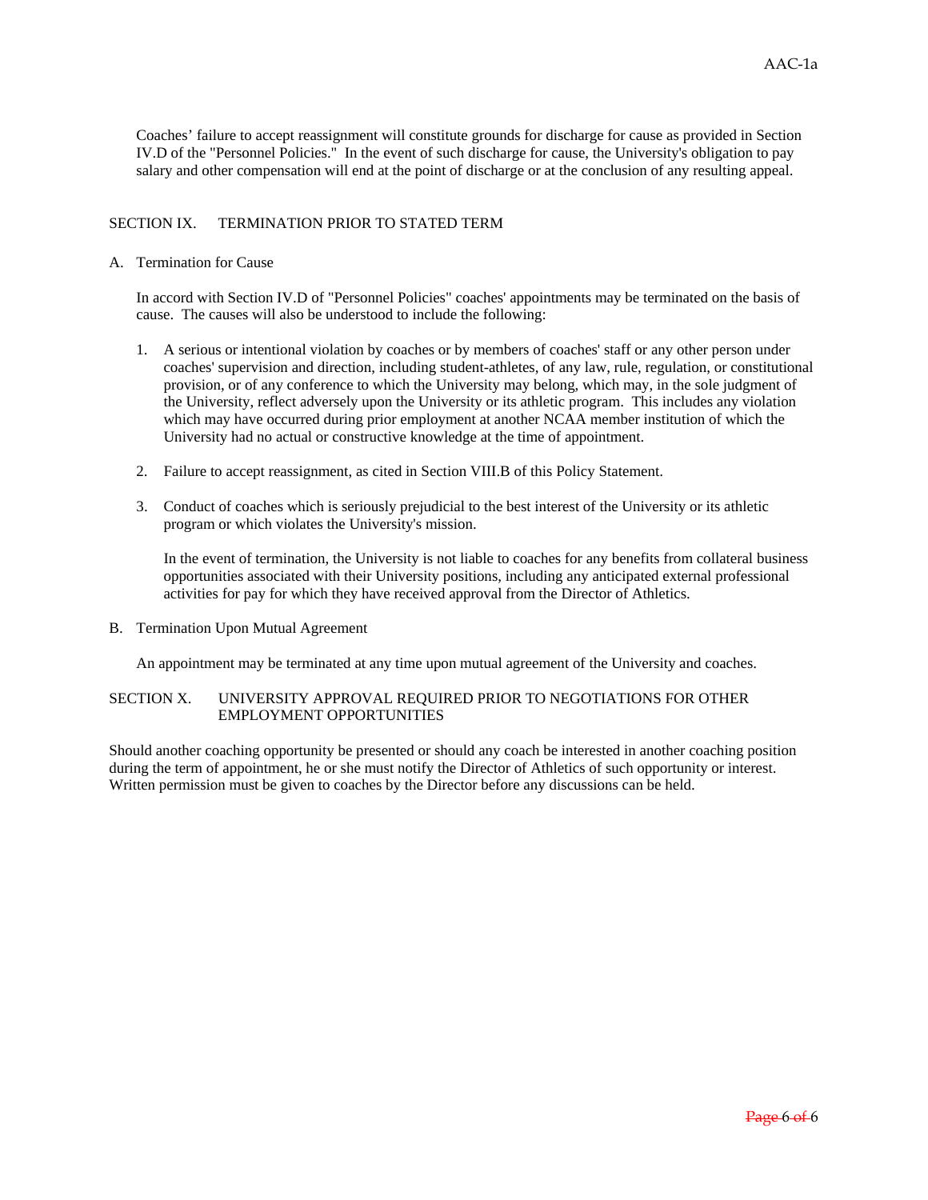Coaches' failure to accept reassignment will constitute grounds for discharge for cause as provided in Section IV.D of the "Personnel Policies." In the event of such discharge for cause, the University's obligation to pay salary and other compensation will end at the point of discharge or at the conclusion of any resulting appeal.

## SECTION IX. TERMINATION PRIOR TO STATED TERM

### A. Termination for Cause

In accord with Section IV.D of "Personnel Policies" coaches' appointments may be terminated on the basis of cause. The causes will also be understood to include the following:

1. A serious or intentional violation by coaches or by members of coaches' staff or any other person under coaches' supervision and direction, including student-athletes, of any law, rule, regulation, or constitutional provision, or of any conference to which the University may belong, which may, in the sole judgment of the University, reflect adversely upon the University or its athletic program. This includes any violation which may have occurred during prior employment at another NCAA member institution of which the University had no actual or constructive knowledge at the time of appointment.

2. Failure to accept reassignment, as cited in Section VIII.B of this Policy Statement.

3. Conduct of coaches which is seriously prejudicial to the best interest of the University or its athletic program or which violates the University's mission.

   In the event of termination, the University is not liable to coaches for any benefits from collateral business opportunities associated with their University positions, including any anticipated external professional activities for pay for which they have received approval from the Director of Athletics.

### B. Termination Upon Mutual Agreement

An appointment may be terminated at any time upon mutual agreement of the University and coaches.

## SECTION X. UNIVERSITY APPROVAL REQUIRED PRIOR TO NEGOTIATIONS FOR OTHER EMPLOYMENT OPPORTUNITIES

Should another coaching opportunity be presented or should any coach be interested in another coaching position during the term of appointment, he or she must notify the Director of Athletics of such opportunity or interest. Written permission must be given to coaches by the Director before any discussions can be held.